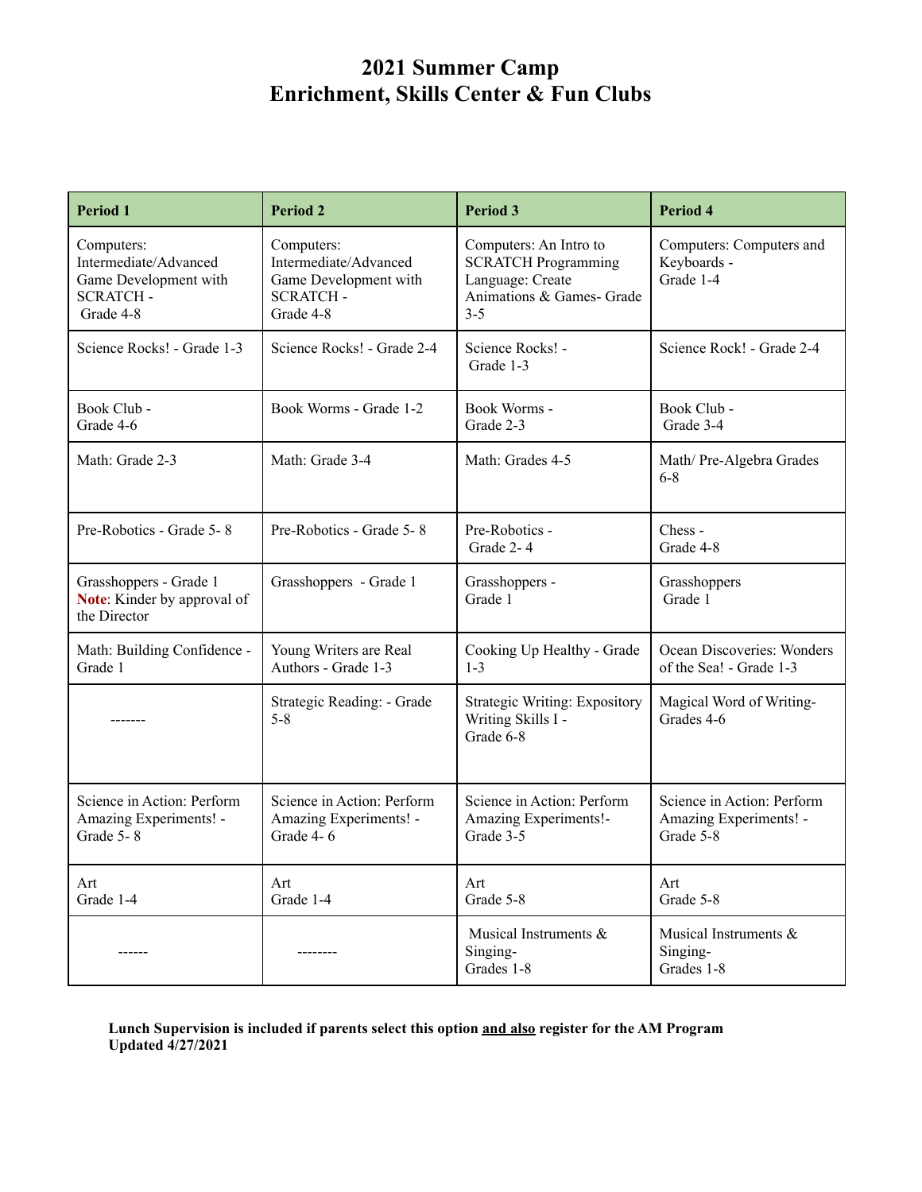# 2021 Summer Camp
# Enrichment, Skills Center & Fun Clubs

| Period 1 | Period 2 | Period 3 | Period 4 |
|---|---|---|---|
| Computers: Intermediate/Advanced Game Development with SCRATCH - Grade 4-8 | Computers: Intermediate/Advanced Game Development with SCRATCH - Grade 4-8 | Computers: An Intro to SCRATCH Programming Language: Create Animations & Games- Grade 3-5 | Computers: Computers and Keyboards - Grade 1-4 |
| Science Rocks! - Grade 1-3 | Science Rocks! - Grade 2-4 | Science Rocks! - Grade 1-3 | Science Rock! - Grade 2-4 |
| Book Club - Grade 4-6 | Book Worms - Grade 1-2 | Book Worms - Grade 2-3 | Book Club - Grade 3-4 |
| Math: Grade 2-3 | Math: Grade 3-4 | Math: Grades 4-5 | Math/ Pre-Algebra Grades 6-8 |
| Pre-Robotics - Grade 5- 8 | Pre-Robotics - Grade 5- 8 | Pre-Robotics - Grade 2- 4 | Chess - Grade 4-8 |
| Grasshoppers - Grade 1 **Note**: Kinder by approval of the Director | Grasshoppers - Grade 1 | Grasshoppers - Grade 1 | Grasshoppers Grade 1 |
| Math: Building Confidence - Grade 1 | Young Writers are Real Authors - Grade 1-3 | Cooking Up Healthy - Grade 1-3 | Ocean Discoveries: Wonders of the Sea! - Grade 1-3 |
| ------- | Strategic Reading: - Grade 5-8 | Strategic Writing: Expository Writing Skills I - Grade 6-8 | Magical Word of Writing- Grades 4-6 |
| Science in Action: Perform Amazing Experiments! - Grade 5- 8 | Science in Action: Perform Amazing Experiments! - Grade 4- 6 | Science in Action: Perform Amazing Experiments!- Grade 3-5 | Science in Action: Perform Amazing Experiments! - Grade 5-8 |
| Art Grade 1-4 | Art Grade 1-4 | Art Grade 5-8 | Art Grade 5-8 |
| ------ | -------- | Musical Instruments & Singing- Grades 1-8 | Musical Instruments & Singing- Grades 1-8 |

**Lunch Supervision is included if parents select this option <u>and also</u> register for the AM Program**
**Updated 4/27/2021**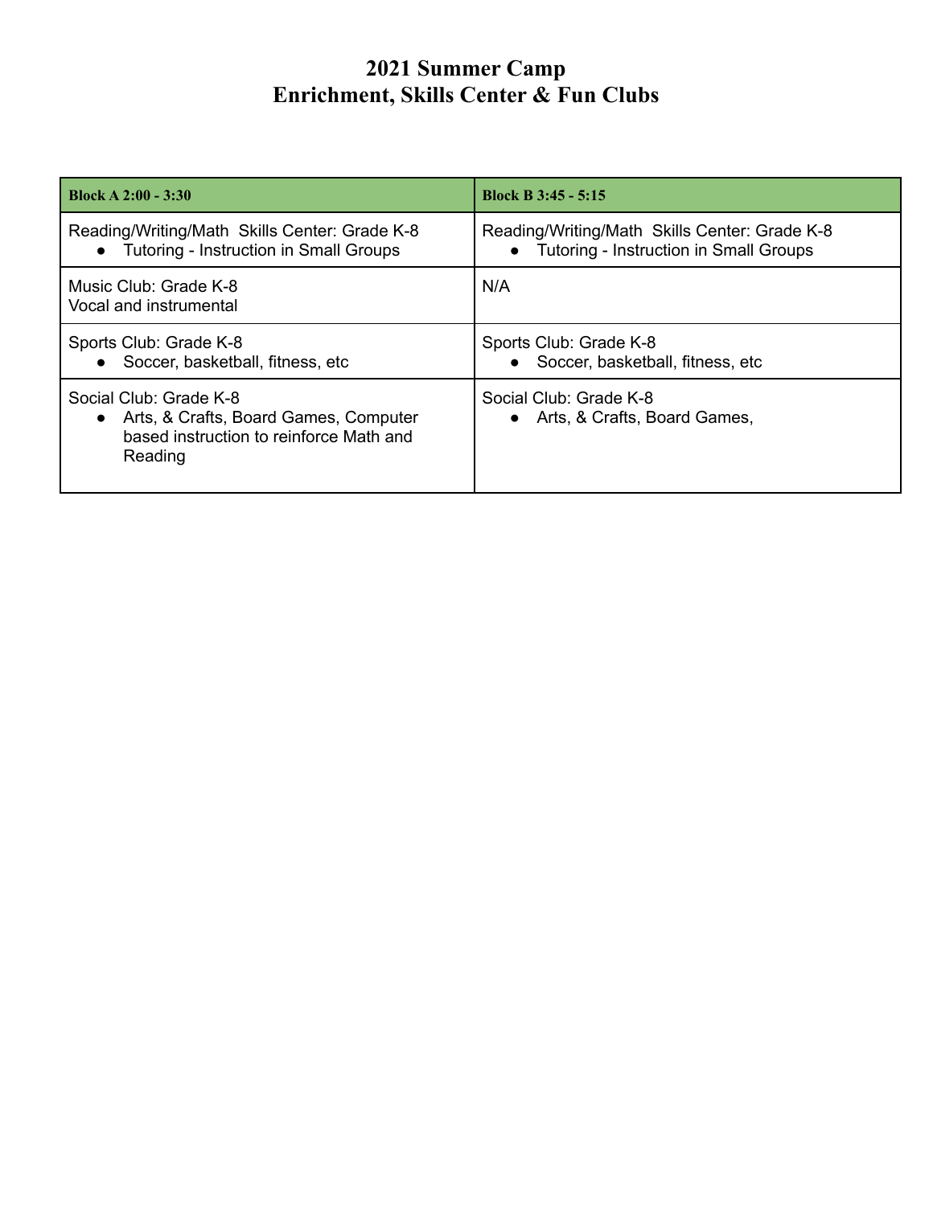# 2021 Summer Camp
# Enrichment, Skills Center & Fun Clubs

| **Block A 2:00 - 3:30** | **Block B 3:45 - 5:15** |
|---|---|
| Reading/Writing/Math Skills Center: Grade K-8<br>• Tutoring - Instruction in Small Groups | Reading/Writing/Math Skills Center: Grade K-8<br>• Tutoring - Instruction in Small Groups |
| Music Club: Grade K-8<br>Vocal and instrumental | N/A |
| Sports Club: Grade K-8<br>• Soccer, basketball, fitness, etc | Sports Club: Grade K-8<br>• Soccer, basketball, fitness, etc |
| Social Club: Grade K-8<br>• Arts, & Crafts, Board Games, Computer based instruction to reinforce Math and Reading | Social Club: Grade K-8<br>• Arts, & Crafts, Board Games, |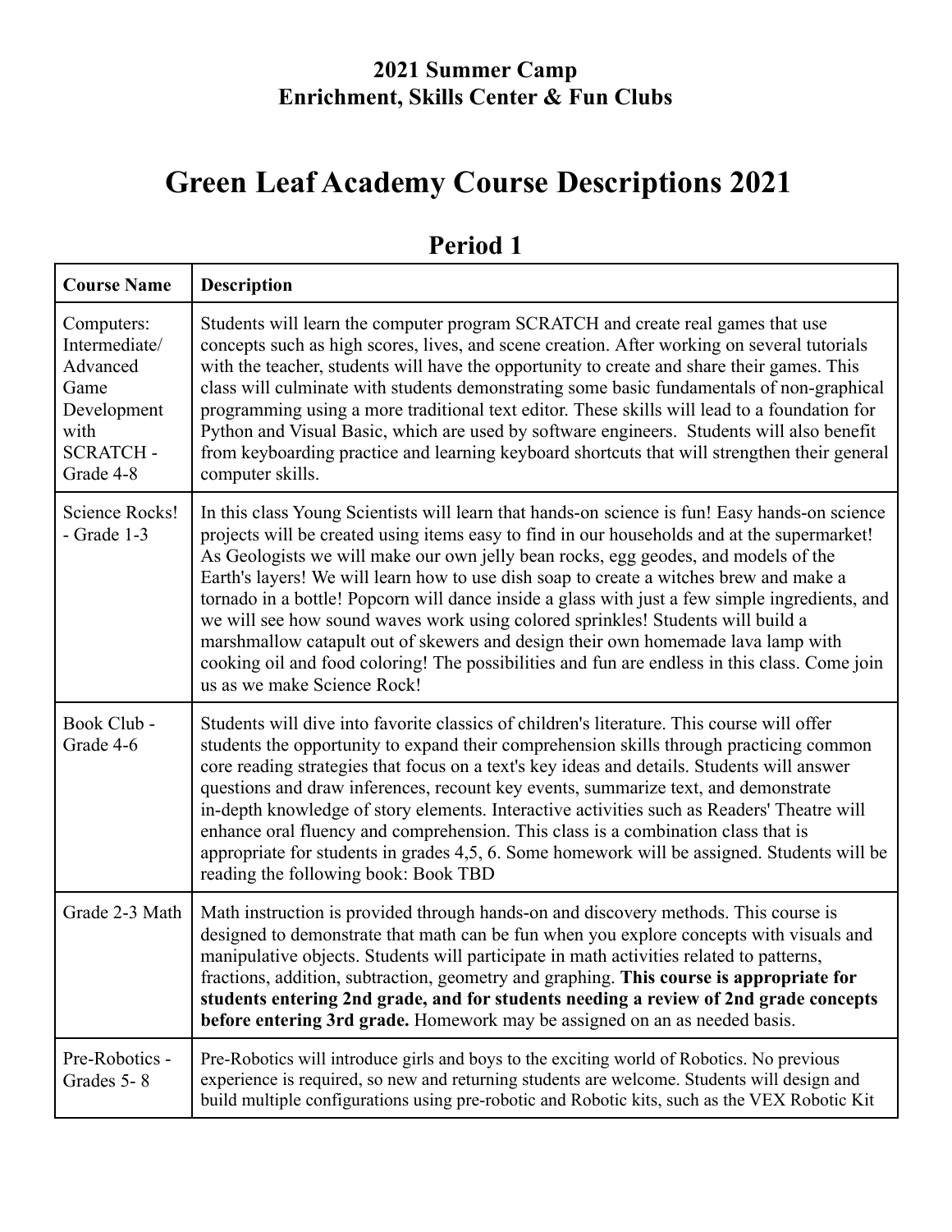**2021 Summer Camp**
**Enrichment, Skills Center & Fun Clubs**

# Green Leaf Academy Course Descriptions 2021

## Period 1

| Course Name | Description |
|---|---|
| Computers: Intermediate/ Advanced Game Development with SCRATCH - Grade 4-8 | Students will learn the computer program SCRATCH and create real games that use concepts such as high scores, lives, and scene creation. After working on several tutorials with the teacher, students will have the opportunity to create and share their games. This class will culminate with students demonstrating some basic fundamentals of non-graphical programming using a more traditional text editor. These skills will lead to a foundation for Python and Visual Basic, which are used by software engineers. Students will also benefit from keyboarding practice and learning keyboard shortcuts that will strengthen their general computer skills. |
| Science Rocks! - Grade 1-3 | In this class Young Scientists will learn that hands-on science is fun! Easy hands-on science projects will be created using items easy to find in our households and at the supermarket! As Geologists we will make our own jelly bean rocks, egg geodes, and models of the Earth's layers! We will learn how to use dish soap to create a witches brew and make a tornado in a bottle! Popcorn will dance inside a glass with just a few simple ingredients, and we will see how sound waves work using colored sprinkles! Students will build a marshmallow catapult out of skewers and design their own homemade lava lamp with cooking oil and food coloring! The possibilities and fun are endless in this class. Come join us as we make Science Rock! |
| Book Club - Grade 4-6 | Students will dive into favorite classics of children's literature. This course will offer students the opportunity to expand their comprehension skills through practicing common core reading strategies that focus on a text's key ideas and details. Students will answer questions and draw inferences, recount key events, summarize text, and demonstrate in-depth knowledge of story elements. Interactive activities such as Readers' Theatre will enhance oral fluency and comprehension. This class is a combination class that is appropriate for students in grades 4,5, 6. Some homework will be assigned. Students will be reading the following book: Book TBD |
| Grade 2-3 Math | Math instruction is provided through hands-on and discovery methods. This course is designed to demonstrate that math can be fun when you explore concepts with visuals and manipulative objects. Students will participate in math activities related to patterns, fractions, addition, subtraction, geometry and graphing. **This course is appropriate for students entering 2nd grade, and for students needing a review of 2nd grade concepts before entering 3rd grade.** Homework may be assigned on an as needed basis. |
| Pre-Robotics - Grades 5- 8 | Pre-Robotics will introduce girls and boys to the exciting world of Robotics. No previous experience is required, so new and returning students are welcome. Students will design and build multiple configurations using pre-robotic and Robotic kits, such as the VEX Robotic Kit |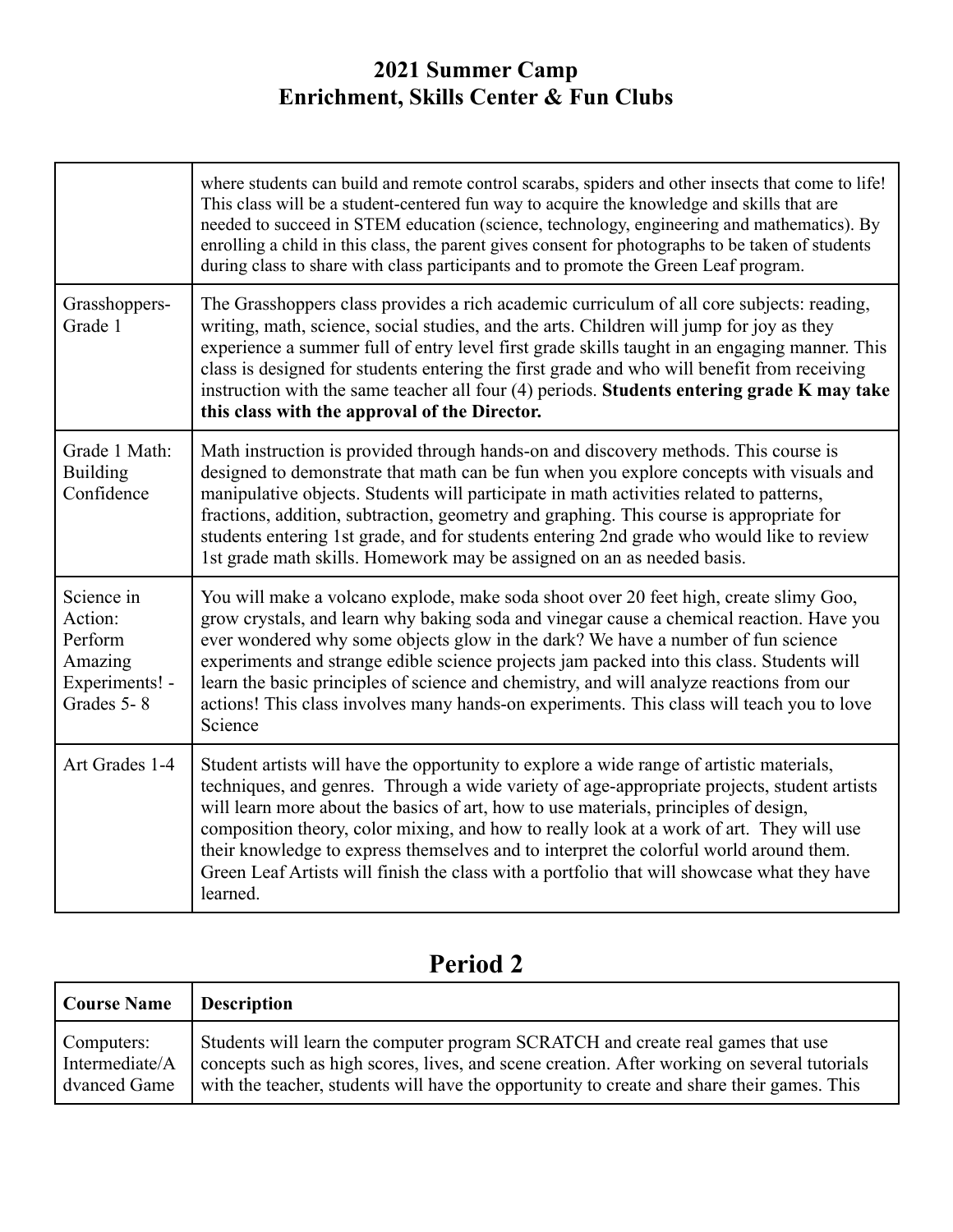# 2021 Summer Camp
# Enrichment, Skills Center & Fun Clubs

| | |
|---|---|
| | where students can build and remote control scarabs, spiders and other insects that come to life! This class will be a student-centered fun way to acquire the knowledge and skills that are needed to succeed in STEM education (science, technology, engineering and mathematics). By enrolling a child in this class, the parent gives consent for photographs to be taken of students during class to share with class participants and to promote the Green Leaf program. |
| Grasshoppers- Grade 1 | The Grasshoppers class provides a rich academic curriculum of all core subjects: reading, writing, math, science, social studies, and the arts. Children will jump for joy as they experience a summer full of entry level first grade skills taught in an engaging manner. This class is designed for students entering the first grade and who will benefit from receiving instruction with the same teacher all four (4) periods. **Students entering grade K may take this class with the approval of the Director.** |
| Grade 1 Math: Building Confidence | Math instruction is provided through hands-on and discovery methods. This course is designed to demonstrate that math can be fun when you explore concepts with visuals and manipulative objects. Students will participate in math activities related to patterns, fractions, addition, subtraction, geometry and graphing. This course is appropriate for students entering 1st grade, and for students entering 2nd grade who would like to review 1st grade math skills. Homework may be assigned on an as needed basis. |
| Science in Action: Perform Amazing Experiments! - Grades 5- 8 | You will make a volcano explode, make soda shoot over 20 feet high, create slimy Goo, grow crystals, and learn why baking soda and vinegar cause a chemical reaction. Have you ever wondered why some objects glow in the dark? We have a number of fun science experiments and strange edible science projects jam packed into this class. Students will learn the basic principles of science and chemistry, and will analyze reactions from our actions! This class involves many hands-on experiments. This class will teach you to love Science |
| Art Grades 1-4 | Student artists will have the opportunity to explore a wide range of artistic materials, techniques, and genres. Through a wide variety of age-appropriate projects, student artists will learn more about the basics of art, how to use materials, principles of design, composition theory, color mixing, and how to really look at a work of art. They will use their knowledge to express themselves and to interpret the colorful world around them. Green Leaf Artists will finish the class with a portfolio that will showcase what they have learned. |

## Period 2

| Course Name | Description |
|---|---|
| Computers: Intermediate/Advanced Game | Students will learn the computer program SCRATCH and create real games that use concepts such as high scores, lives, and scene creation. After working on several tutorials with the teacher, students will have the opportunity to create and share their games. This |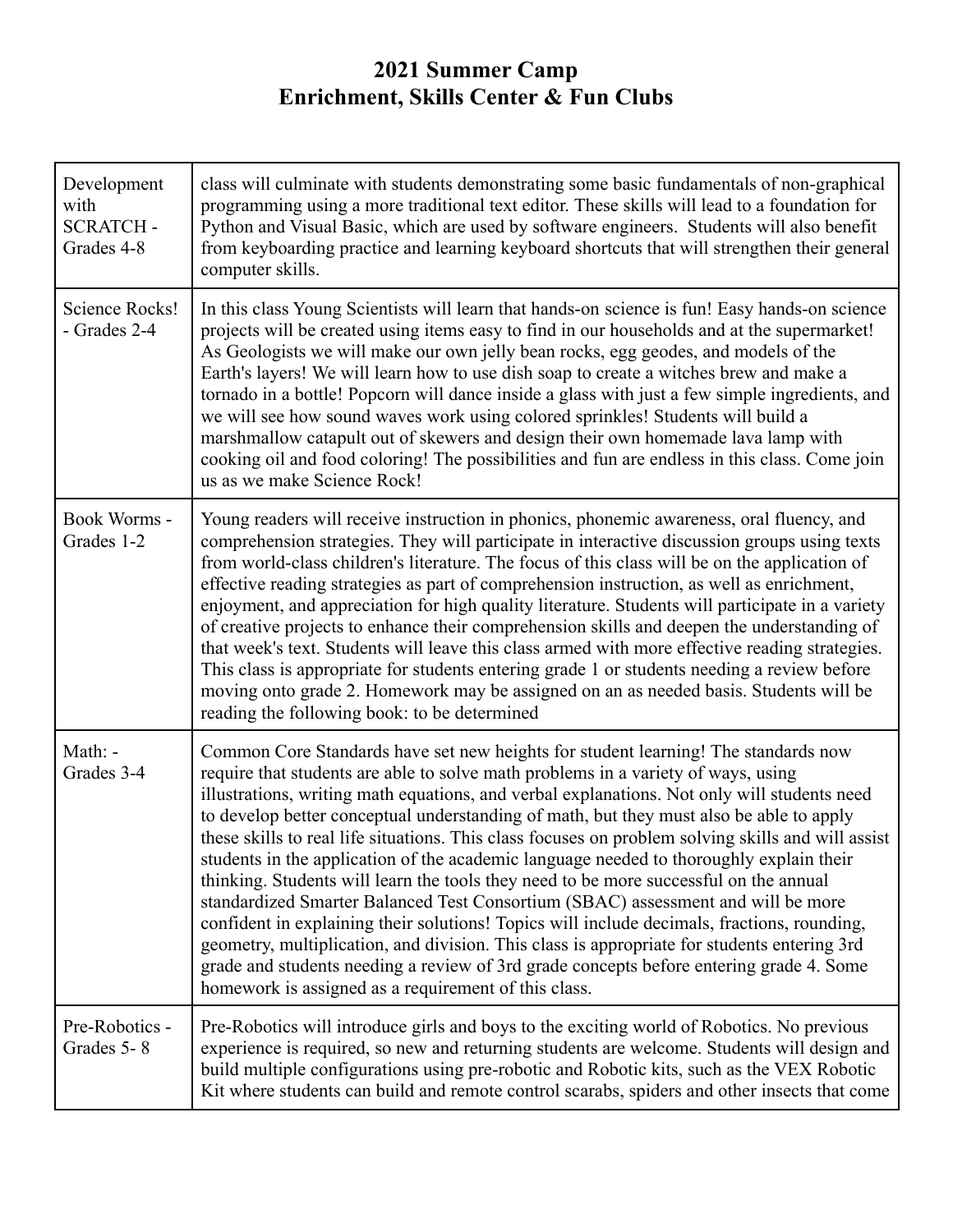# 2021 Summer Camp
# Enrichment, Skills Center & Fun Clubs

| | |
|---|---|
| Development with SCRATCH - Grades 4-8 | class will culminate with students demonstrating some basic fundamentals of non-graphical programming using a more traditional text editor. These skills will lead to a foundation for Python and Visual Basic, which are used by software engineers. Students will also benefit from keyboarding practice and learning keyboard shortcuts that will strengthen their general computer skills. |
| Science Rocks! - Grades 2-4 | In this class Young Scientists will learn that hands-on science is fun! Easy hands-on science projects will be created using items easy to find in our households and at the supermarket! As Geologists we will make our own jelly bean rocks, egg geodes, and models of the Earth's layers! We will learn how to use dish soap to create a witches brew and make a tornado in a bottle! Popcorn will dance inside a glass with just a few simple ingredients, and we will see how sound waves work using colored sprinkles! Students will build a marshmallow catapult out of skewers and design their own homemade lava lamp with cooking oil and food coloring! The possibilities and fun are endless in this class. Come join us as we make Science Rock! |
| Book Worms - Grades 1-2 | Young readers will receive instruction in phonics, phonemic awareness, oral fluency, and comprehension strategies. They will participate in interactive discussion groups using texts from world-class children's literature. The focus of this class will be on the application of effective reading strategies as part of comprehension instruction, as well as enrichment, enjoyment, and appreciation for high quality literature. Students will participate in a variety of creative projects to enhance their comprehension skills and deepen the understanding of that week's text. Students will leave this class armed with more effective reading strategies. This class is appropriate for students entering grade 1 or students needing a review before moving onto grade 2. Homework may be assigned on an as needed basis. Students will be reading the following book: to be determined |
| Math: - Grades 3-4 | Common Core Standards have set new heights for student learning! The standards now require that students are able to solve math problems in a variety of ways, using illustrations, writing math equations, and verbal explanations. Not only will students need to develop better conceptual understanding of math, but they must also be able to apply these skills to real life situations. This class focuses on problem solving skills and will assist students in the application of the academic language needed to thoroughly explain their thinking. Students will learn the tools they need to be more successful on the annual standardized Smarter Balanced Test Consortium (SBAC) assessment and will be more confident in explaining their solutions! Topics will include decimals, fractions, rounding, geometry, multiplication, and division. This class is appropriate for students entering 3rd grade and students needing a review of 3rd grade concepts before entering grade 4. Some homework is assigned as a requirement of this class. |
| Pre-Robotics - Grades 5- 8 | Pre-Robotics will introduce girls and boys to the exciting world of Robotics. No previous experience is required, so new and returning students are welcome. Students will design and build multiple configurations using pre-robotic and Robotic kits, such as the VEX Robotic Kit where students can build and remote control scarabs, spiders and other insects that come |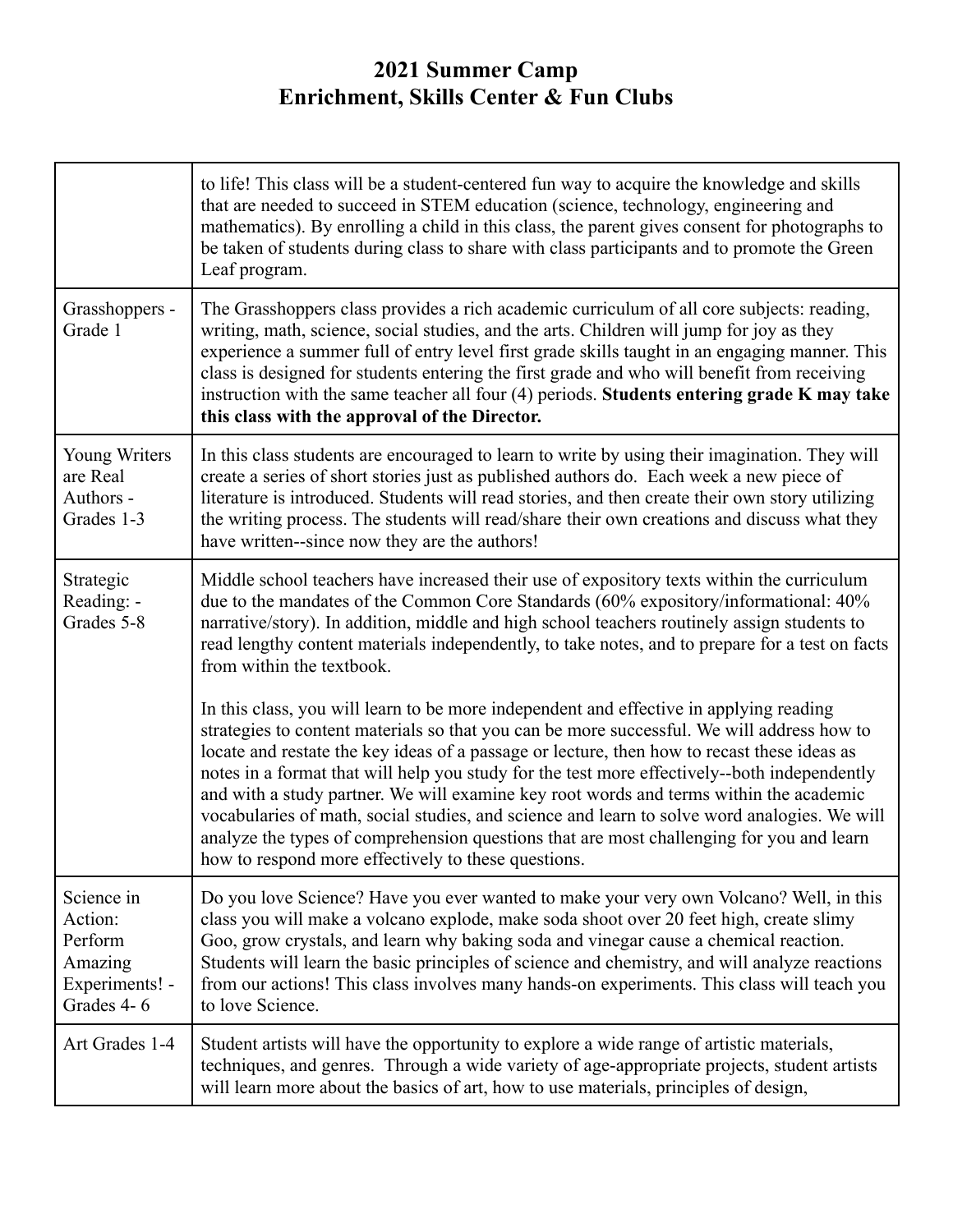# 2021 Summer Camp
# Enrichment, Skills Center & Fun Clubs

| | |
|---|---|
| | to life! This class will be a student-centered fun way to acquire the knowledge and skills that are needed to succeed in STEM education (science, technology, engineering and mathematics). By enrolling a child in this class, the parent gives consent for photographs to be taken of students during class to share with class participants and to promote the Green Leaf program. |
| Grasshoppers - Grade 1 | The Grasshoppers class provides a rich academic curriculum of all core subjects: reading, writing, math, science, social studies, and the arts. Children will jump for joy as they experience a summer full of entry level first grade skills taught in an engaging manner. This class is designed for students entering the first grade and who will benefit from receiving instruction with the same teacher all four (4) periods. **Students entering grade K may take this class with the approval of the Director.** |
| Young Writers are Real Authors - Grades 1-3 | In this class students are encouraged to learn to write by using their imagination. They will create a series of short stories just as published authors do. Each week a new piece of literature is introduced. Students will read stories, and then create their own story utilizing the writing process. The students will read/share their own creations and discuss what they have written--since now they are the authors! |
| Strategic Reading: - Grades 5-8 | Middle school teachers have increased their use of expository texts within the curriculum due to the mandates of the Common Core Standards (60% expository/informational: 40% narrative/story). In addition, middle and high school teachers routinely assign students to read lengthy content materials independently, to take notes, and to prepare for a test on facts from within the textbook.<br><br>In this class, you will learn to be more independent and effective in applying reading strategies to content materials so that you can be more successful. We will address how to locate and restate the key ideas of a passage or lecture, then how to recast these ideas as notes in a format that will help you study for the test more effectively--both independently and with a study partner. We will examine key root words and terms within the academic vocabularies of math, social studies, and science and learn to solve word analogies. We will analyze the types of comprehension questions that are most challenging for you and learn how to respond more effectively to these questions. |
| Science in Action: Perform Amazing Experiments! - Grades 4- 6 | Do you love Science? Have you ever wanted to make your very own Volcano? Well, in this class you will make a volcano explode, make soda shoot over 20 feet high, create slimy Goo, grow crystals, and learn why baking soda and vinegar cause a chemical reaction. Students will learn the basic principles of science and chemistry, and will analyze reactions from our actions! This class involves many hands-on experiments. This class will teach you to love Science. |
| Art Grades 1-4 | Student artists will have the opportunity to explore a wide range of artistic materials, techniques, and genres. Through a wide variety of age-appropriate projects, student artists will learn more about the basics of art, how to use materials, principles of design, |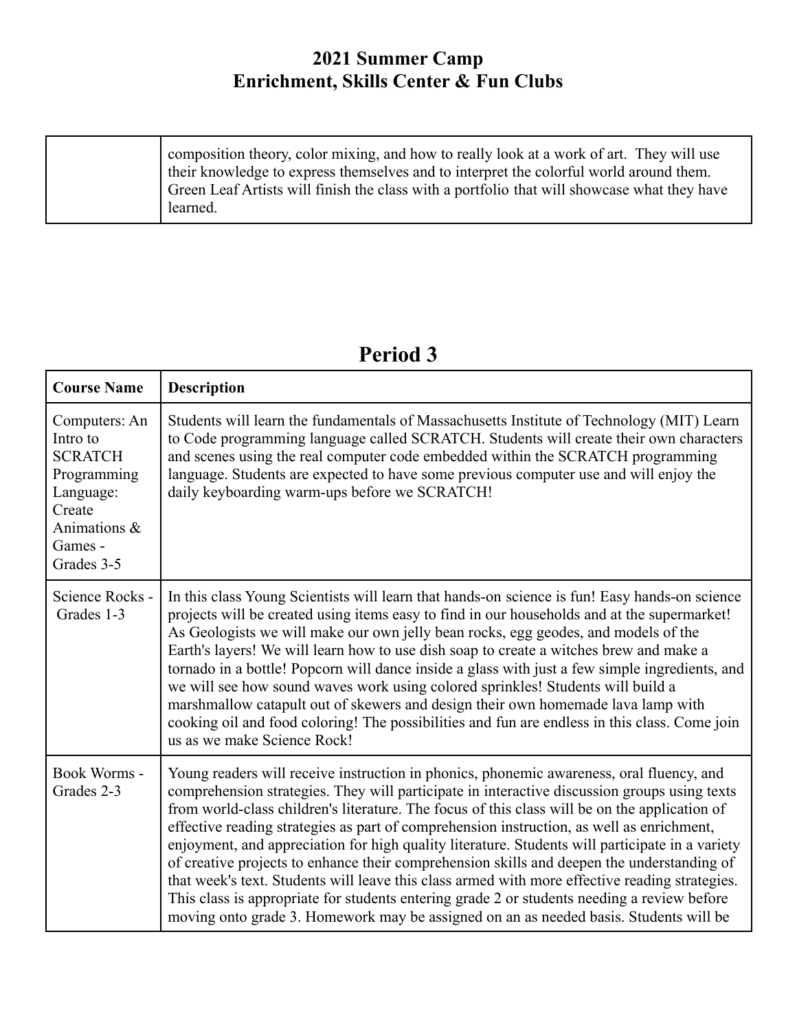# 2021 Summer Camp
# Enrichment, Skills Center & Fun Clubs

| | |
|---|---|
| | composition theory, color mixing, and how to really look at a work of art. They will use their knowledge to express themselves and to interpret the colorful world around them. Green Leaf Artists will finish the class with a portfolio that will showcase what they have learned. |

## Period 3

| Course Name | Description |
|---|---|
| Computers: An Intro to SCRATCH Programming Language: Create Animations & Games - Grades 3-5 | Students will learn the fundamentals of Massachusetts Institute of Technology (MIT) Learn to Code programming language called SCRATCH. Students will create their own characters and scenes using the real computer code embedded within the SCRATCH programming language. Students are expected to have some previous computer use and will enjoy the daily keyboarding warm-ups before we SCRATCH! |
| Science Rocks - Grades 1-3 | In this class Young Scientists will learn that hands-on science is fun! Easy hands-on science projects will be created using items easy to find in our households and at the supermarket! As Geologists we will make our own jelly bean rocks, egg geodes, and models of the Earth's layers! We will learn how to use dish soap to create a witches brew and make a tornado in a bottle! Popcorn will dance inside a glass with just a few simple ingredients, and we will see how sound waves work using colored sprinkles! Students will build a marshmallow catapult out of skewers and design their own homemade lava lamp with cooking oil and food coloring! The possibilities and fun are endless in this class. Come join us as we make Science Rock! |
| Book Worms - Grades 2-3 | Young readers will receive instruction in phonics, phonemic awareness, oral fluency, and comprehension strategies. They will participate in interactive discussion groups using texts from world-class children's literature. The focus of this class will be on the application of effective reading strategies as part of comprehension instruction, as well as enrichment, enjoyment, and appreciation for high quality literature. Students will participate in a variety of creative projects to enhance their comprehension skills and deepen the understanding of that week's text. Students will leave this class armed with more effective reading strategies. This class is appropriate for students entering grade 2 or students needing a review before moving onto grade 3. Homework may be assigned on an as needed basis. Students will be |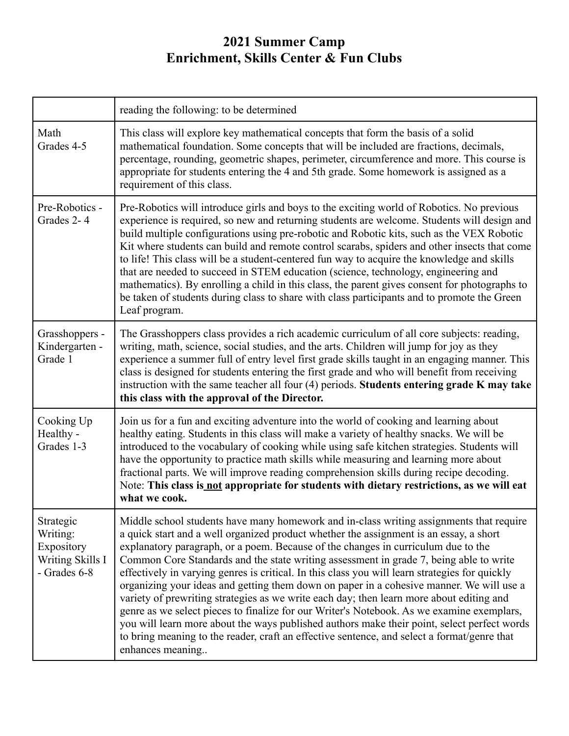# 2021 Summer Camp
# Enrichment, Skills Center & Fun Clubs

| | |
|---|---|
| | reading the following: to be determined |
| Math<br>Grades 4-5 | This class will explore key mathematical concepts that form the basis of a solid mathematical foundation. Some concepts that will be included are fractions, decimals, percentage, rounding, geometric shapes, perimeter, circumference and more. This course is appropriate for students entering the 4 and 5th grade. Some homework is assigned as a requirement of this class. |
| Pre-Robotics - Grades 2- 4 | Pre-Robotics will introduce girls and boys to the exciting world of Robotics. No previous experience is required, so new and returning students are welcome. Students will design and build multiple configurations using pre-robotic and Robotic kits, such as the VEX Robotic Kit where students can build and remote control scarabs, spiders and other insects that come to life! This class will be a student-centered fun way to acquire the knowledge and skills that are needed to succeed in STEM education (science, technology, engineering and mathematics). By enrolling a child in this class, the parent gives consent for photographs to be taken of students during class to share with class participants and to promote the Green Leaf program. |
| Grasshoppers - Kindergarten - Grade 1 | The Grasshoppers class provides a rich academic curriculum of all core subjects: reading, writing, math, science, social studies, and the arts. Children will jump for joy as they experience a summer full of entry level first grade skills taught in an engaging manner. This class is designed for students entering the first grade and who will benefit from receiving instruction with the same teacher all four (4) periods. **Students entering grade K may take this class with the approval of the Director.** |
| Cooking Up Healthy - Grades 1-3 | Join us for a fun and exciting adventure into the world of cooking and learning about healthy eating. Students in this class will make a variety of healthy snacks. We will be introduced to the vocabulary of cooking while using safe kitchen strategies. Students will have the opportunity to practice math skills while measuring and learning more about fractional parts. We will improve reading comprehension skills during recipe decoding. Note: **This class is <u>not</u> appropriate for students with dietary restrictions, as we will eat what we cook.** |
| Strategic Writing: Expository Writing Skills I - Grades 6-8 | Middle school students have many homework and in-class writing assignments that require a quick start and a well organized product whether the assignment is an essay, a short explanatory paragraph, or a poem. Because of the changes in curriculum due to the Common Core Standards and the state writing assessment in grade 7, being able to write effectively in varying genres is critical. In this class you will learn strategies for quickly organizing your ideas and getting them down on paper in a cohesive manner. We will use a variety of prewriting strategies as we write each day; then learn more about editing and genre as we select pieces to finalize for our Writer's Notebook. As we examine exemplars, you will learn more about the ways published authors make their point, select perfect words to bring meaning to the reader, craft an effective sentence, and select a format/genre that enhances meaning.. |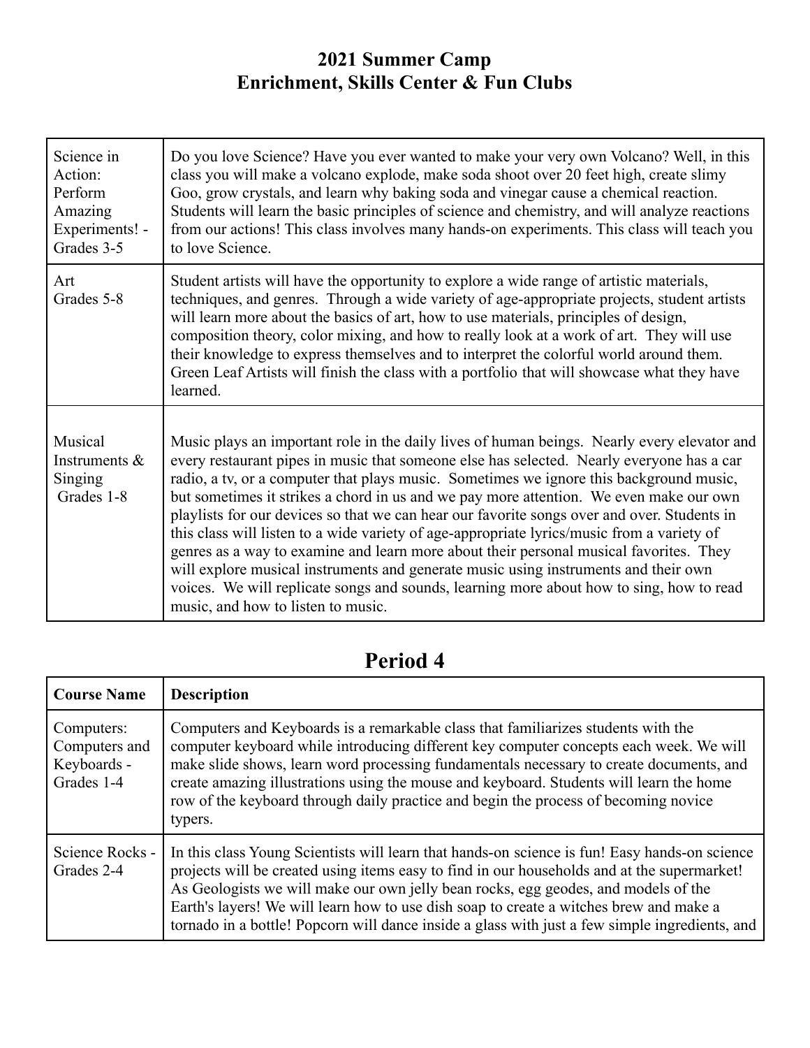# 2021 Summer Camp
# Enrichment, Skills Center & Fun Clubs

| | |
|---|---|
| Science in Action: Perform Amazing Experiments! - Grades 3-5 | Do you love Science? Have you ever wanted to make your very own Volcano? Well, in this class you will make a volcano explode, make soda shoot over 20 feet high, create slimy Goo, grow crystals, and learn why baking soda and vinegar cause a chemical reaction. Students will learn the basic principles of science and chemistry, and will analyze reactions from our actions! This class involves many hands-on experiments. This class will teach you to love Science. |
| Art Grades 5-8 | Student artists will have the opportunity to explore a wide range of artistic materials, techniques, and genres. Through a wide variety of age-appropriate projects, student artists will learn more about the basics of art, how to use materials, principles of design, composition theory, color mixing, and how to really look at a work of art. They will use their knowledge to express themselves and to interpret the colorful world around them. Green Leaf Artists will finish the class with a portfolio that will showcase what they have learned. |
| Musical Instruments & Singing Grades 1-8 | Music plays an important role in the daily lives of human beings. Nearly every elevator and every restaurant pipes in music that someone else has selected. Nearly everyone has a car radio, a tv, or a computer that plays music. Sometimes we ignore this background music, but sometimes it strikes a chord in us and we pay more attention. We even make our own playlists for our devices so that we can hear our favorite songs over and over. Students in this class will listen to a wide variety of age-appropriate lyrics/music from a variety of genres as a way to examine and learn more about their personal musical favorites. They will explore musical instruments and generate music using instruments and their own voices. We will replicate songs and sounds, learning more about how to sing, how to read music, and how to listen to music. |

## Period 4

| **Course Name** | **Description** |
|---|---|
| Computers: Computers and Keyboards - Grades 1-4 | Computers and Keyboards is a remarkable class that familiarizes students with the computer keyboard while introducing different key computer concepts each week. We will make slide shows, learn word processing fundamentals necessary to create documents, and create amazing illustrations using the mouse and keyboard. Students will learn the home row of the keyboard through daily practice and begin the process of becoming novice typers. |
| Science Rocks - Grades 2-4 | In this class Young Scientists will learn that hands-on science is fun! Easy hands-on science projects will be created using items easy to find in our households and at the supermarket! As Geologists we will make our own jelly bean rocks, egg geodes, and models of the Earth's layers! We will learn how to use dish soap to create a witches brew and make a tornado in a bottle! Popcorn will dance inside a glass with just a few simple ingredients, and |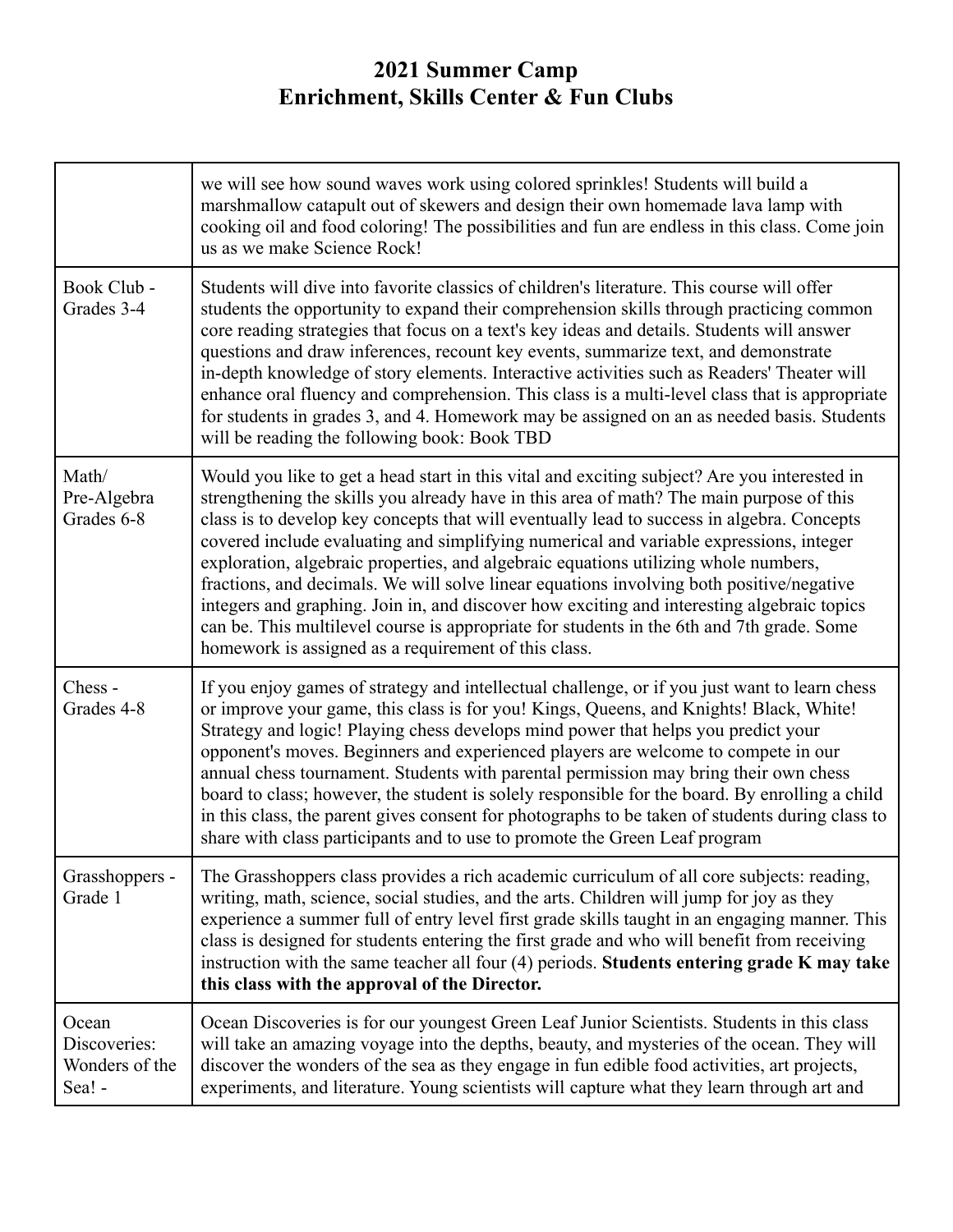# 2021 Summer Camp
# Enrichment, Skills Center & Fun Clubs

| | |
|---|---|
| | we will see how sound waves work using colored sprinkles! Students will build a marshmallow catapult out of skewers and design their own homemade lava lamp with cooking oil and food coloring! The possibilities and fun are endless in this class. Come join us as we make Science Rock! |
| Book Club - Grades 3-4 | Students will dive into favorite classics of children's literature. This course will offer students the opportunity to expand their comprehension skills through practicing common core reading strategies that focus on a text's key ideas and details. Students will answer questions and draw inferences, recount key events, summarize text, and demonstrate in-depth knowledge of story elements. Interactive activities such as Readers' Theater will enhance oral fluency and comprehension. This class is a multi-level class that is appropriate for students in grades 3, and 4. Homework may be assigned on an as needed basis. Students will be reading the following book: Book TBD |
| Math/ Pre-Algebra Grades 6-8 | Would you like to get a head start in this vital and exciting subject? Are you interested in strengthening the skills you already have in this area of math? The main purpose of this class is to develop key concepts that will eventually lead to success in algebra. Concepts covered include evaluating and simplifying numerical and variable expressions, integer exploration, algebraic properties, and algebraic equations utilizing whole numbers, fractions, and decimals. We will solve linear equations involving both positive/negative integers and graphing. Join in, and discover how exciting and interesting algebraic topics can be. This multilevel course is appropriate for students in the 6th and 7th grade. Some homework is assigned as a requirement of this class. |
| Chess - Grades 4-8 | If you enjoy games of strategy and intellectual challenge, or if you just want to learn chess or improve your game, this class is for you! Kings, Queens, and Knights! Black, White! Strategy and logic! Playing chess develops mind power that helps you predict your opponent's moves. Beginners and experienced players are welcome to compete in our annual chess tournament. Students with parental permission may bring their own chess board to class; however, the student is solely responsible for the board. By enrolling a child in this class, the parent gives consent for photographs to be taken of students during class to share with class participants and to use to promote the Green Leaf program |
| Grasshoppers - Grade 1 | The Grasshoppers class provides a rich academic curriculum of all core subjects: reading, writing, math, science, social studies, and the arts. Children will jump for joy as they experience a summer full of entry level first grade skills taught in an engaging manner. This class is designed for students entering the first grade and who will benefit from receiving instruction with the same teacher all four (4) periods. **Students entering grade K may take this class with the approval of the Director.** |
| Ocean Discoveries: Wonders of the Sea! - | Ocean Discoveries is for our youngest Green Leaf Junior Scientists. Students in this class will take an amazing voyage into the depths, beauty, and mysteries of the ocean. They will discover the wonders of the sea as they engage in fun edible food activities, art projects, experiments, and literature. Young scientists will capture what they learn through art and |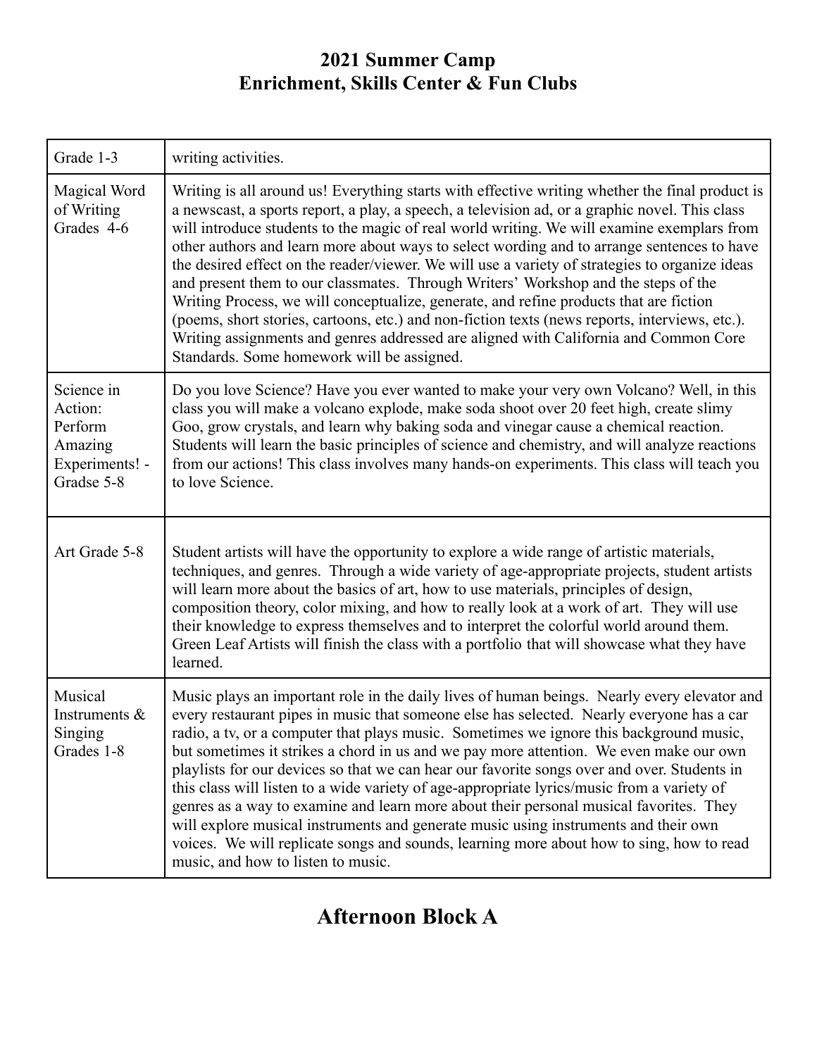## 2021 Summer Camp
## Enrichment, Skills Center & Fun Clubs

| Grade 1-3 | writing activities. |
|---|---|
| Magical Word of Writing Grades 4-6 | Writing is all around us! Everything starts with effective writing whether the final product is a newscast, a sports report, a play, a speech, a television ad, or a graphic novel. This class will introduce students to the magic of real world writing. We will examine exemplars from other authors and learn more about ways to select wording and to arrange sentences to have the desired effect on the reader/viewer. We will use a variety of strategies to organize ideas and present them to our classmates. Through Writers' Workshop and the steps of the Writing Process, we will conceptualize, generate, and refine products that are fiction (poems, short stories, cartoons, etc.) and non-fiction texts (news reports, interviews, etc.). Writing assignments and genres addressed are aligned with California and Common Core Standards. Some homework will be assigned. |
| Science in Action: Perform Amazing Experiments! - Gradse 5-8 | Do you love Science? Have you ever wanted to make your very own Volcano? Well, in this class you will make a volcano explode, make soda shoot over 20 feet high, create slimy Goo, grow crystals, and learn why baking soda and vinegar cause a chemical reaction. Students will learn the basic principles of science and chemistry, and will analyze reactions from our actions! This class involves many hands-on experiments. This class will teach you to love Science. |
| Art Grade 5-8 | Student artists will have the opportunity to explore a wide range of artistic materials, techniques, and genres. Through a wide variety of age-appropriate projects, student artists will learn more about the basics of art, how to use materials, principles of design, composition theory, color mixing, and how to really look at a work of art. They will use their knowledge to express themselves and to interpret the colorful world around them. Green Leaf Artists will finish the class with a portfolio that will showcase what they have learned. |
| Musical Instruments & Singing Grades 1-8 | Music plays an important role in the daily lives of human beings. Nearly every elevator and every restaurant pipes in music that someone else has selected. Nearly everyone has a car radio, a tv, or a computer that plays music. Sometimes we ignore this background music, but sometimes it strikes a chord in us and we pay more attention. We even make our own playlists for our devices so that we can hear our favorite songs over and over. Students in this class will listen to a wide variety of age-appropriate lyrics/music from a variety of genres as a way to examine and learn more about their personal musical favorites. They will explore musical instruments and generate music using instruments and their own voices. We will replicate songs and sounds, learning more about how to sing, how to read music, and how to listen to music. |

# Afternoon Block A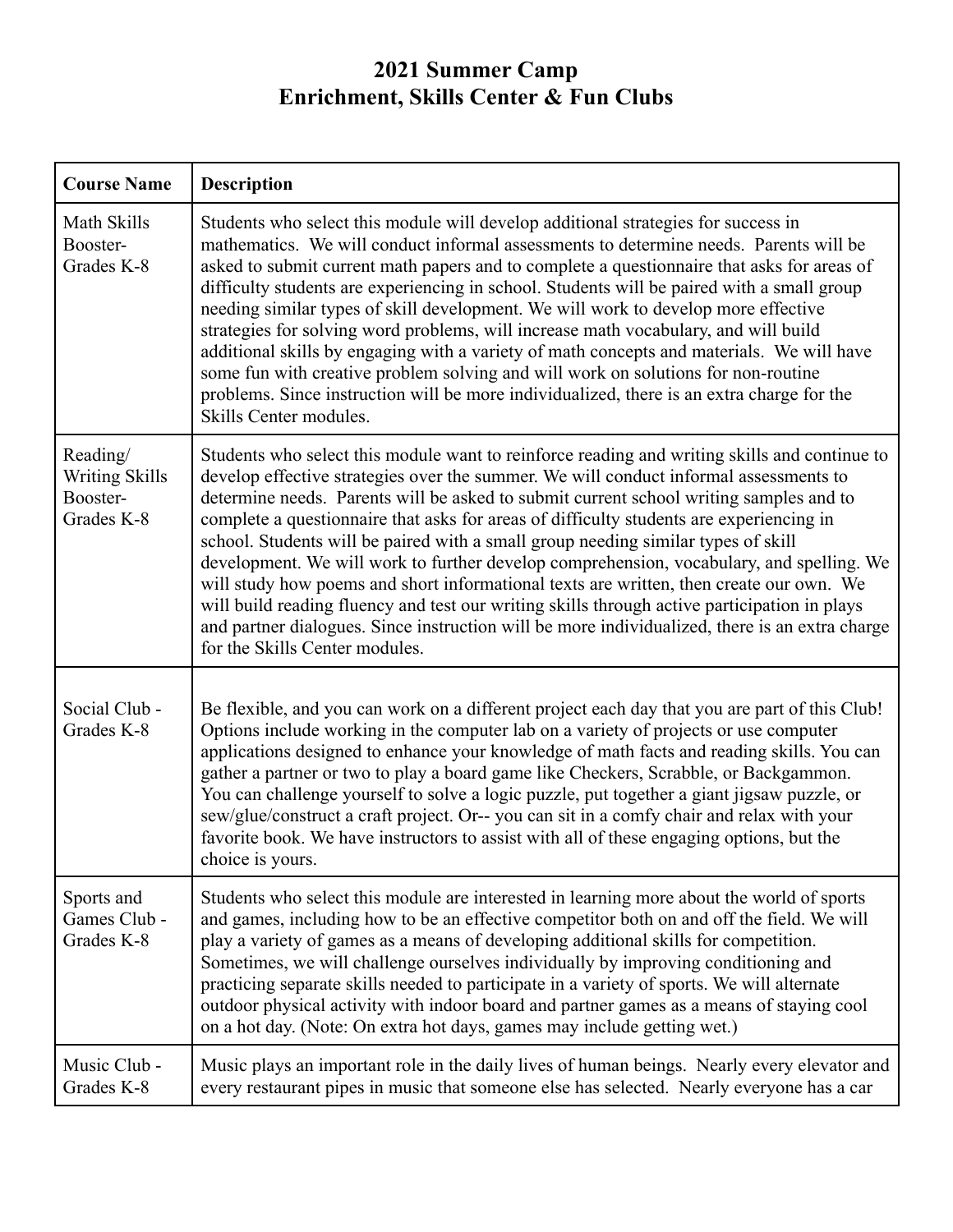# 2021 Summer Camp
# Enrichment, Skills Center & Fun Clubs

| Course Name | Description |
| --- | --- |
| Math Skills Booster- Grades K-8 | Students who select this module will develop additional strategies for success in mathematics. We will conduct informal assessments to determine needs. Parents will be asked to submit current math papers and to complete a questionnaire that asks for areas of difficulty students are experiencing in school. Students will be paired with a small group needing similar types of skill development. We will work to develop more effective strategies for solving word problems, will increase math vocabulary, and will build additional skills by engaging with a variety of math concepts and materials. We will have some fun with creative problem solving and will work on solutions for non-routine problems. Since instruction will be more individualized, there is an extra charge for the Skills Center modules. |
| Reading/ Writing Skills Booster- Grades K-8 | Students who select this module want to reinforce reading and writing skills and continue to develop effective strategies over the summer. We will conduct informal assessments to determine needs. Parents will be asked to submit current school writing samples and to complete a questionnaire that asks for areas of difficulty students are experiencing in school. Students will be paired with a small group needing similar types of skill development. We will work to further develop comprehension, vocabulary, and spelling. We will study how poems and short informational texts are written, then create our own. We will build reading fluency and test our writing skills through active participation in plays and partner dialogues. Since instruction will be more individualized, there is an extra charge for the Skills Center modules. |
| Social Club - Grades K-8 | Be flexible, and you can work on a different project each day that you are part of this Club! Options include working in the computer lab on a variety of projects or use computer applications designed to enhance your knowledge of math facts and reading skills. You can gather a partner or two to play a board game like Checkers, Scrabble, or Backgammon. You can challenge yourself to solve a logic puzzle, put together a giant jigsaw puzzle, or sew/glue/construct a craft project. Or-- you can sit in a comfy chair and relax with your favorite book. We have instructors to assist with all of these engaging options, but the choice is yours. |
| Sports and Games Club - Grades K-8 | Students who select this module are interested in learning more about the world of sports and games, including how to be an effective competitor both on and off the field. We will play a variety of games as a means of developing additional skills for competition. Sometimes, we will challenge ourselves individually by improving conditioning and practicing separate skills needed to participate in a variety of sports. We will alternate outdoor physical activity with indoor board and partner games as a means of staying cool on a hot day. (Note: On extra hot days, games may include getting wet.) |
| Music Club - Grades K-8 | Music plays an important role in the daily lives of human beings. Nearly every elevator and every restaurant pipes in music that someone else has selected. Nearly everyone has a car |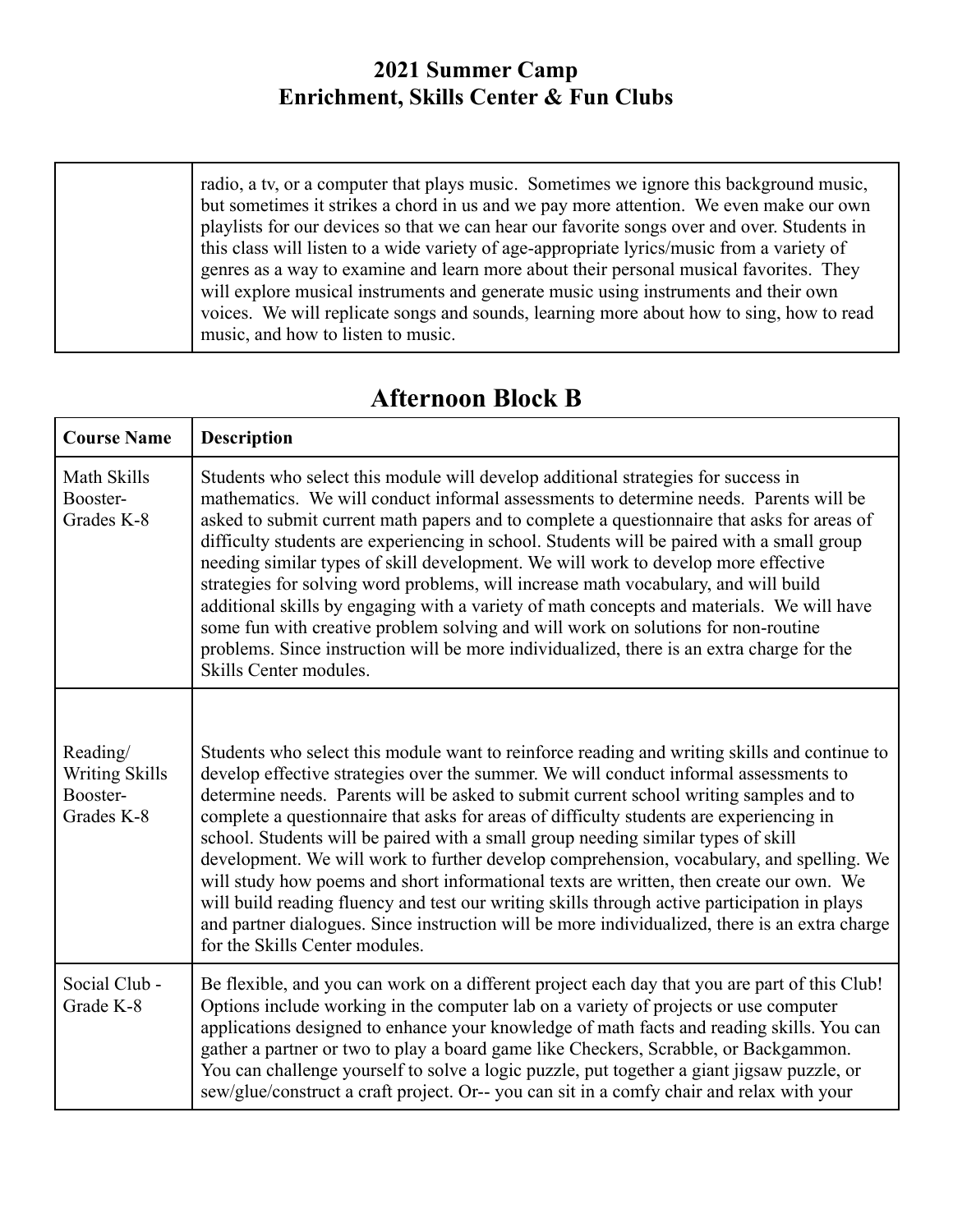## 2021 Summer Camp
## Enrichment, Skills Center & Fun Clubs

| | |
|---|---|
| | radio, a tv, or a computer that plays music. Sometimes we ignore this background music, but sometimes it strikes a chord in us and we pay more attention. We even make our own playlists for our devices so that we can hear our favorite songs over and over. Students in this class will listen to a wide variety of age-appropriate lyrics/music from a variety of genres as a way to examine and learn more about their personal musical favorites. They will explore musical instruments and generate music using instruments and their own voices. We will replicate songs and sounds, learning more about how to sing, how to read music, and how to listen to music. |

# Afternoon Block B

| Course Name | Description |
|---|---|
| Math Skills Booster- Grades K-8 | Students who select this module will develop additional strategies for success in mathematics. We will conduct informal assessments to determine needs. Parents will be asked to submit current math papers and to complete a questionnaire that asks for areas of difficulty students are experiencing in school. Students will be paired with a small group needing similar types of skill development. We will work to develop more effective strategies for solving word problems, will increase math vocabulary, and will build additional skills by engaging with a variety of math concepts and materials. We will have some fun with creative problem solving and will work on solutions for non-routine problems. Since instruction will be more individualized, there is an extra charge for the Skills Center modules. |
| Reading/ Writing Skills Booster- Grades K-8 | Students who select this module want to reinforce reading and writing skills and continue to develop effective strategies over the summer. We will conduct informal assessments to determine needs. Parents will be asked to submit current school writing samples and to complete a questionnaire that asks for areas of difficulty students are experiencing in school. Students will be paired with a small group needing similar types of skill development. We will work to further develop comprehension, vocabulary, and spelling. We will study how poems and short informational texts are written, then create our own. We will build reading fluency and test our writing skills through active participation in plays and partner dialogues. Since instruction will be more individualized, there is an extra charge for the Skills Center modules. |
| Social Club - Grade K-8 | Be flexible, and you can work on a different project each day that you are part of this Club! Options include working in the computer lab on a variety of projects or use computer applications designed to enhance your knowledge of math facts and reading skills. You can gather a partner or two to play a board game like Checkers, Scrabble, or Backgammon. You can challenge yourself to solve a logic puzzle, put together a giant jigsaw puzzle, or sew/glue/construct a craft project. Or-- you can sit in a comfy chair and relax with your |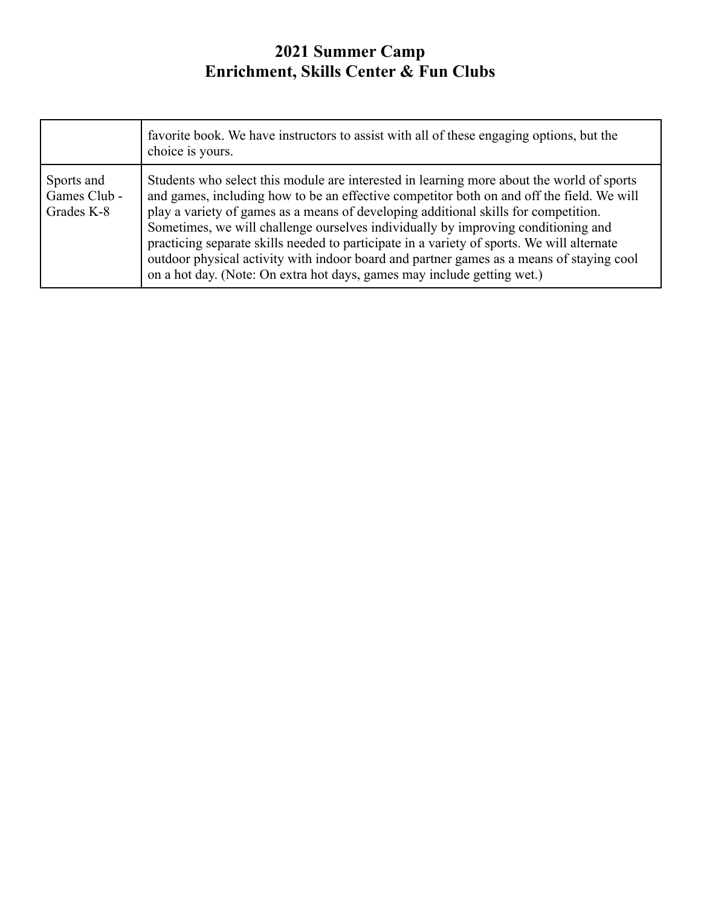# 2021 Summer Camp
# Enrichment, Skills Center & Fun Clubs

| | |
|---|---|
| | favorite book. We have instructors to assist with all of these engaging options, but the choice is yours. |
| Sports and Games Club - Grades K-8 | Students who select this module are interested in learning more about the world of sports and games, including how to be an effective competitor both on and off the field. We will play a variety of games as a means of developing additional skills for competition. Sometimes, we will challenge ourselves individually by improving conditioning and practicing separate skills needed to participate in a variety of sports. We will alternate outdoor physical activity with indoor board and partner games as a means of staying cool on a hot day. (Note: On extra hot days, games may include getting wet.) |